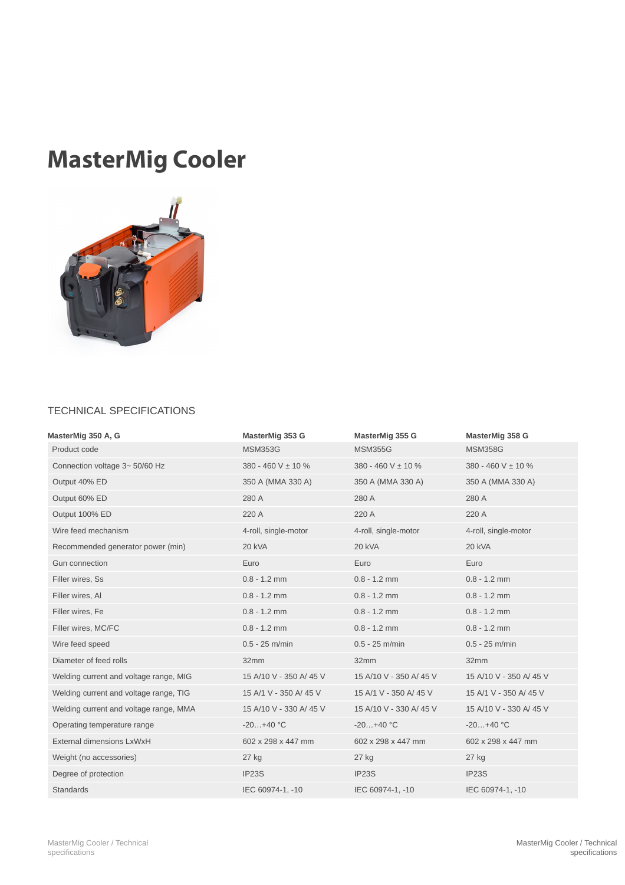# MasterMig Cooler

TECHNICAL SPECIFICATIONS

| MasterMig 350 A, G | MasterMig 353 G | MasterMig 355 G | MasterMig 358 G |
|---|---|---|---|
| Product code | MSM353G | MSM355G | MSM358G |
| Connection voltage 3~ 50/60 Hz | 380 - 460 V ± 10 % | 380 - 460 V ± 10 % | 380 - 460 V ± 10 % |
| Output 40% ED | 350 A (MMA 330 A) | 350 A (MMA 330 A) | 350 A (MMA 330 A) |
| Output 60% ED | 280 A | 280 A | 280 A |
| Output 100% ED | 220 A | 220 A | 220 A |
| Wire feed mechanism | 4-roll, single-motor | 4-roll, single-motor | 4-roll, single-motor |
| Recommended generator power (min) | 20 kVA | 20 kVA | 20 kVA |
| Gun connection | Euro | Euro | Euro |
| Filler wires, Ss | 0.8 - 1.2 mm | 0.8 - 1.2 mm | 0.8 - 1.2 mm |
| Filler wires, Al | 0.8 - 1.2 mm | 0.8 - 1.2 mm | 0.8 - 1.2 mm |
| Filler wires, Fe | 0.8 - 1.2 mm | 0.8 - 1.2 mm | 0.8 - 1.2 mm |
| Filler wires, MC/FC | 0.8 - 1.2 mm | 0.8 - 1.2 mm | 0.8 - 1.2 mm |
| Wire feed speed | 0.5 - 25 m/min | 0.5 - 25 m/min | 0.5 - 25 m/min |
| Diameter of feed rolls | 32mm | 32mm | 32mm |
| Welding current and voltage range, MIG | 15 A/10 V - 350 A/ 45 V | 15 A/10 V - 350 A/ 45 V | 15 A/10 V - 350 A/ 45 V |
| Welding current and voltage range, TIG | 15 A/1 V - 350 A/ 45 V | 15 A/1 V - 350 A/ 45 V | 15 A/1 V - 350 A/ 45 V |
| Welding current and voltage range, MMA | 15 A/10 V - 330 A/ 45 V | 15 A/10 V - 330 A/ 45 V | 15 A/10 V - 330 A/ 45 V |
| Operating temperature range | -20…+40 °C | -20…+40 °C | -20…+40 °C |
| External dimensions LxWxH | 602 x 298 x 447 mm | 602 x 298 x 447 mm | 602 x 298 x 447 mm |
| Weight (no accessories) | 27 kg | 27 kg | 27 kg |
| Degree of protection | IP23S | IP23S | IP23S |
| Standards | IEC 60974-1, -10 | IEC 60974-1, -10 | IEC 60974-1, -10 |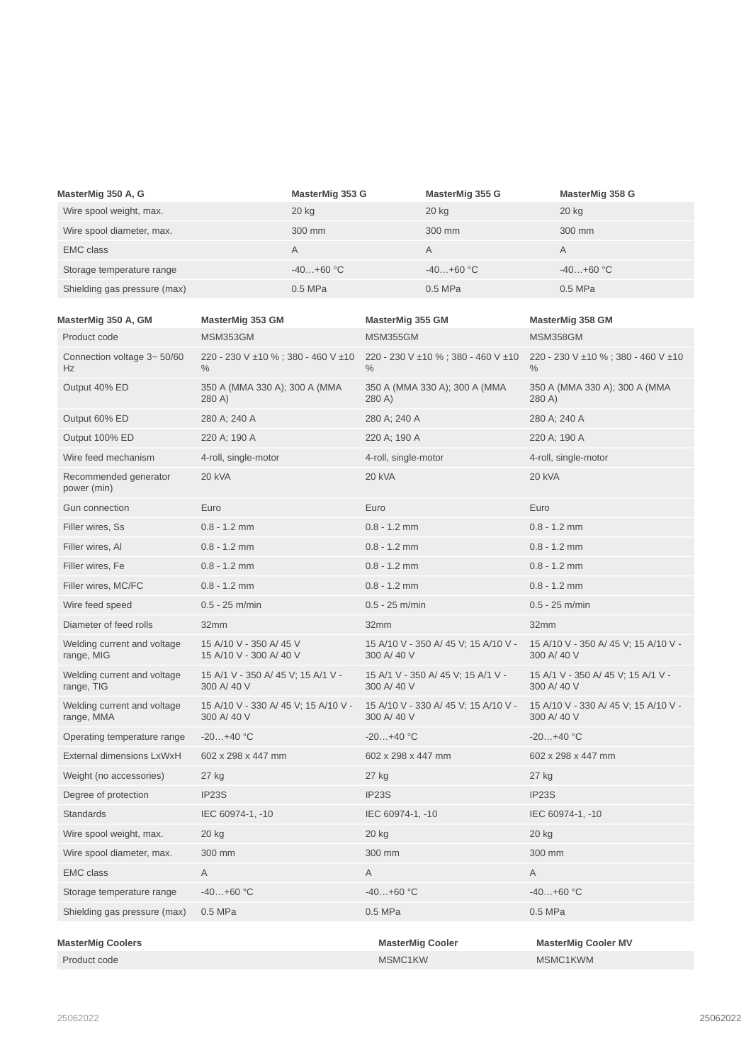| MasterMig 350 A, G | MasterMig 353 G | MasterMig 355 G | MasterMig 358 G |
| --- | --- | --- | --- |
| Wire spool weight, max. | 20 kg | 20 kg | 20 kg |
| Wire spool diameter, max. | 300 mm | 300 mm | 300 mm |
| EMC class | A | A | A |
| Storage temperature range | -40…+60 °C | -40…+60 °C | -40…+60 °C |
| Shielding gas pressure (max) | 0.5 MPa | 0.5 MPa | 0.5 MPa |

| MasterMig 350 A, GM | MasterMig 353 GM | MasterMig 355 GM | MasterMig 358 GM |
| --- | --- | --- | --- |
| Product code | MSM353GM | MSM355GM | MSM358GM |
| Connection voltage 3~ 50/60 Hz | 220 - 230 V ±10 % ; 380 - 460 V ±10 % | 220 - 230 V ±10 % ; 380 - 460 V ±10 % | 220 - 230 V ±10 % ; 380 - 460 V ±10 % |
| Output 40% ED | 350 A (MMA 330 A); 300 A (MMA 280 A) | 350 A (MMA 330 A); 300 A (MMA 280 A) | 350 A (MMA 330 A); 300 A (MMA 280 A) |
| Output 60% ED | 280 A; 240 A | 280 A; 240 A | 280 A; 240 A |
| Output 100% ED | 220 A; 190 A | 220 A; 190 A | 220 A; 190 A |
| Wire feed mechanism | 4-roll, single-motor | 4-roll, single-motor | 4-roll, single-motor |
| Recommended generator power (min) | 20 kVA | 20 kVA | 20 kVA |
| Gun connection | Euro | Euro | Euro |
| Filler wires, Ss | 0.8 - 1.2 mm | 0.8 - 1.2 mm | 0.8 - 1.2 mm |
| Filler wires, Al | 0.8 - 1.2 mm | 0.8 - 1.2 mm | 0.8 - 1.2 mm |
| Filler wires, Fe | 0.8 - 1.2 mm | 0.8 - 1.2 mm | 0.8 - 1.2 mm |
| Filler wires, MC/FC | 0.8 - 1.2 mm | 0.8 - 1.2 mm | 0.8 - 1.2 mm |
| Wire feed speed | 0.5 - 25 m/min | 0.5 - 25 m/min | 0.5 - 25 m/min |
| Diameter of feed rolls | 32mm | 32mm | 32mm |
| Welding current and voltage range, MIG | 15 A/10 V - 350 A/ 45 V 15 A/10 V - 300 A/ 40 V | 15 A/10 V - 350 A/ 45 V; 15 A/10 V - 300 A/ 40 V | 15 A/10 V - 350 A/ 45 V; 15 A/10 V - 300 A/ 40 V |
| Welding current and voltage range, TIG | 15 A/1 V - 350 A/ 45 V; 15 A/1 V - 300 A/ 40 V | 15 A/1 V - 350 A/ 45 V; 15 A/1 V - 300 A/ 40 V | 15 A/1 V - 350 A/ 45 V; 15 A/1 V - 300 A/ 40 V |
| Welding current and voltage range, MMA | 15 A/10 V - 330 A/ 45 V; 15 A/10 V - 300 A/ 40 V | 15 A/10 V - 330 A/ 45 V; 15 A/10 V - 300 A/ 40 V | 15 A/10 V - 330 A/ 45 V; 15 A/10 V - 300 A/ 40 V |
| Operating temperature range | -20…+40 °C | -20…+40 °C | -20…+40 °C |
| External dimensions LxWxH | 602 x 298 x 447 mm | 602 x 298 x 447 mm | 602 x 298 x 447 mm |
| Weight (no accessories) | 27 kg | 27 kg | 27 kg |
| Degree of protection | IP23S | IP23S | IP23S |
| Standards | IEC 60974-1, -10 | IEC 60974-1, -10 | IEC 60974-1, -10 |
| Wire spool weight, max. | 20 kg | 20 kg | 20 kg |
| Wire spool diameter, max. | 300 mm | 300 mm | 300 mm |
| EMC class | A | A | A |
| Storage temperature range | -40…+60 °C | -40…+60 °C | -40…+60 °C |
| Shielding gas pressure (max) | 0.5 MPa | 0.5 MPa | 0.5 MPa |

| MasterMig Coolers | MasterMig Cooler | MasterMig Cooler MV |
| --- | --- | --- |
| Product code | MSMC1KW | MSMC1KWM |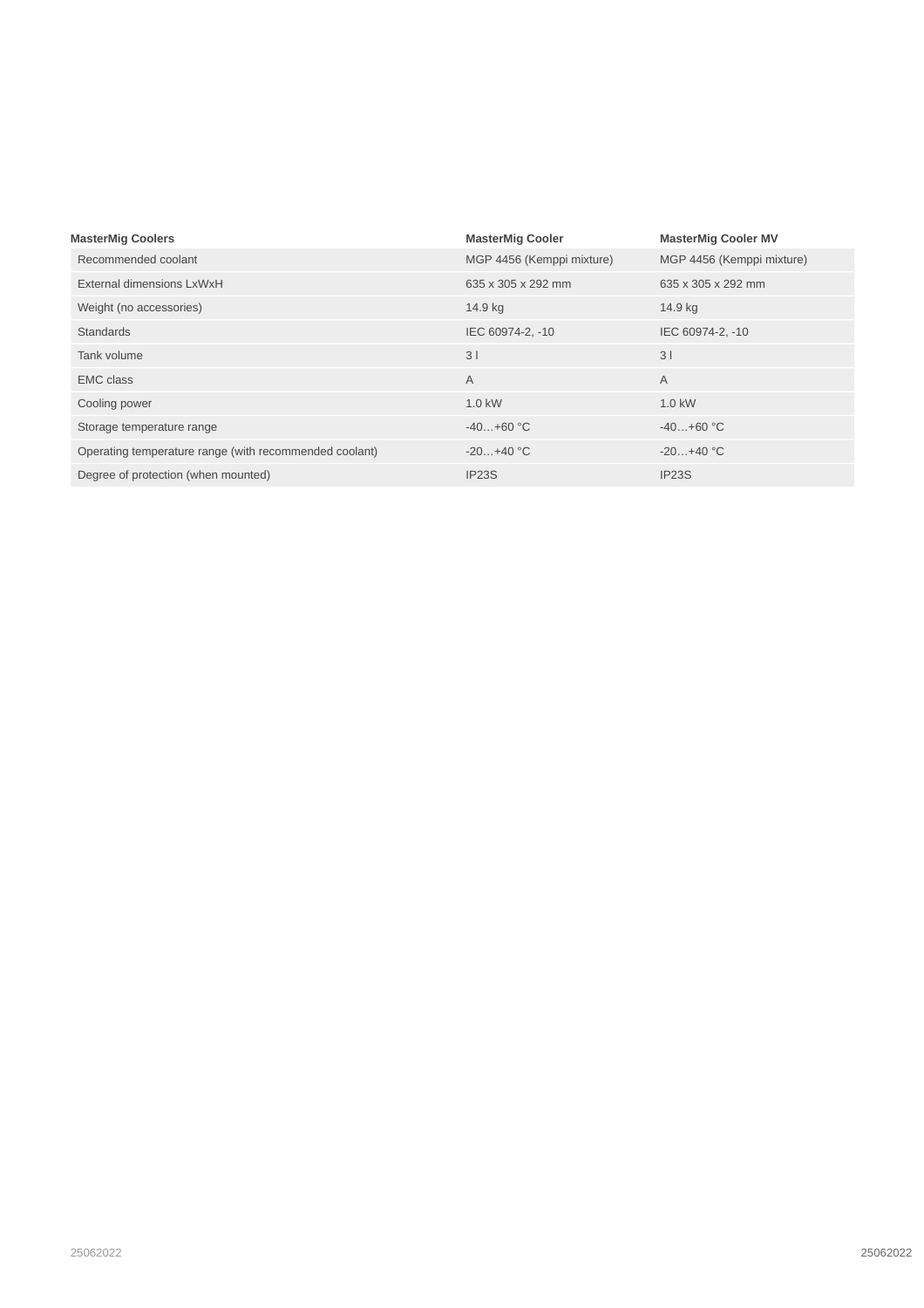| MasterMig Coolers | MasterMig Cooler | MasterMig Cooler MV |
| --- | --- | --- |
| Recommended coolant | MGP 4456 (Kemppi mixture) | MGP 4456 (Kemppi mixture) |
| External dimensions LxWxH | 635 x 305 x 292 mm | 635 x 305 x 292 mm |
| Weight (no accessories) | 14.9 kg | 14.9 kg |
| Standards | IEC 60974-2, -10 | IEC 60974-2, -10 |
| Tank volume | 3 l | 3 l |
| EMC class | A | A |
| Cooling power | 1.0 kW | 1.0 kW |
| Storage temperature range | -40…+60 °C | -40…+60 °C |
| Operating temperature range (with recommended coolant) | -20…+40 °C | -20…+40 °C |
| Degree of protection (when mounted) | IP23S | IP23S |